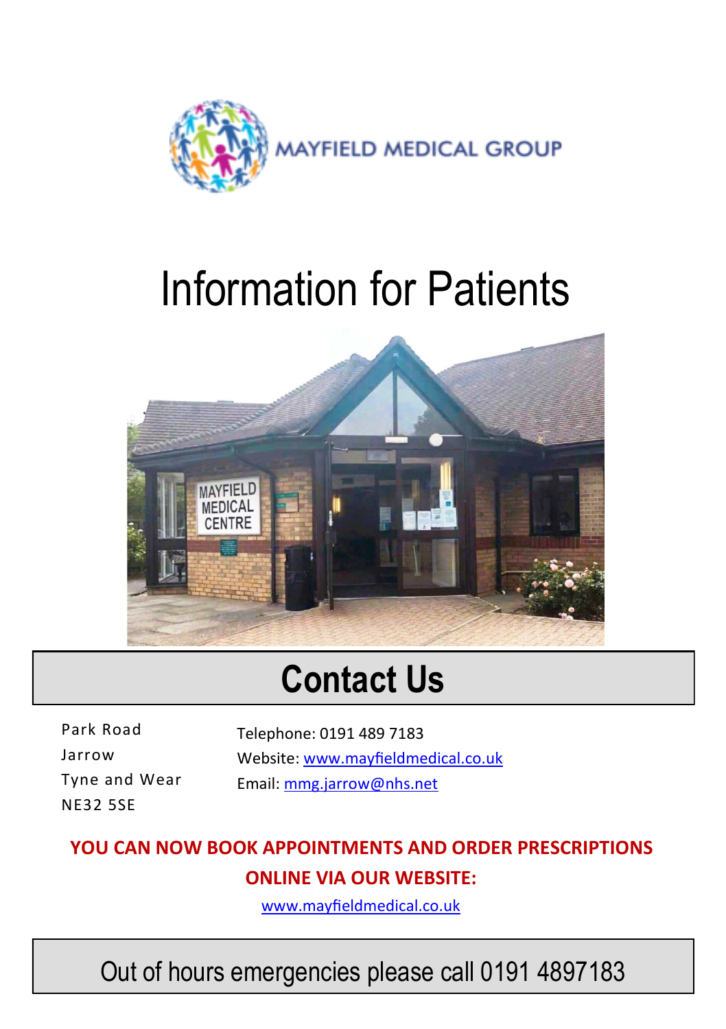MAYFIELD MEDICAL GROUP

# Information for Patients

## Contact Us

Park Road
Jarrow
Tyne and Wear
NE32 5SE

Telephone: 0191 489 7183
Website: www.mayfieldmedical.co.uk
Email: mmg.jarrow@nhs.net

**YOU CAN NOW BOOK APPOINTMENTS AND ORDER PRESCRIPTIONS ONLINE VIA OUR WEBSITE:**

www.mayfieldmedical.co.uk

Out of hours emergencies please call 0191 4897183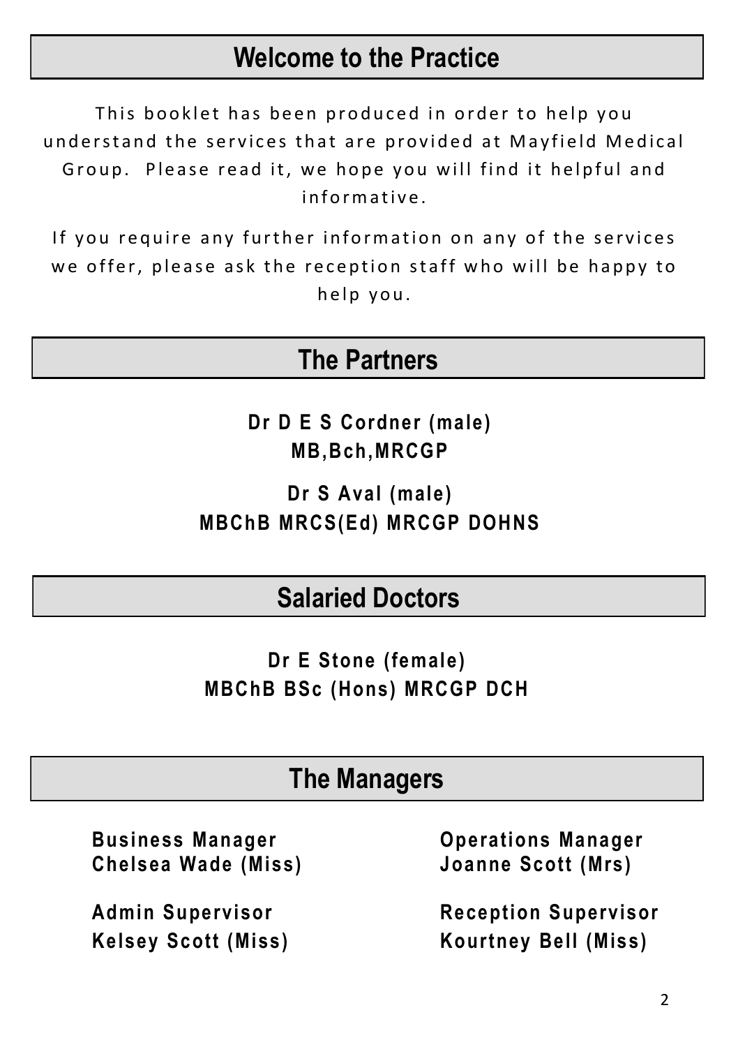## Welcome to the Practice

This booklet has been produced in order to help you understand the services that are provided at Mayfield Medical Group. Please read it, we hope you will find it helpful and informative.

If you require any further information on any of the services we offer, please ask the reception staff who will be happy to help you.

## The Partners

**Dr D E S Cordner (male)**
**MB,Bch,MRCGP**

**Dr S Aval (male)**
**MBChB MRCS(Ed) MRCGP DOHNS**

## Salaried Doctors

**Dr E Stone (female)**
**MBChB BSc (Hons) MRCGP DCH**

## The Managers

**Business Manager**
**Chelsea Wade (Miss)**

**Operations Manager**
**Joanne Scott (Mrs)**

**Admin Supervisor**
**Kelsey Scott (Miss)**

**Reception Supervisor**
**Kourtney Bell (Miss)**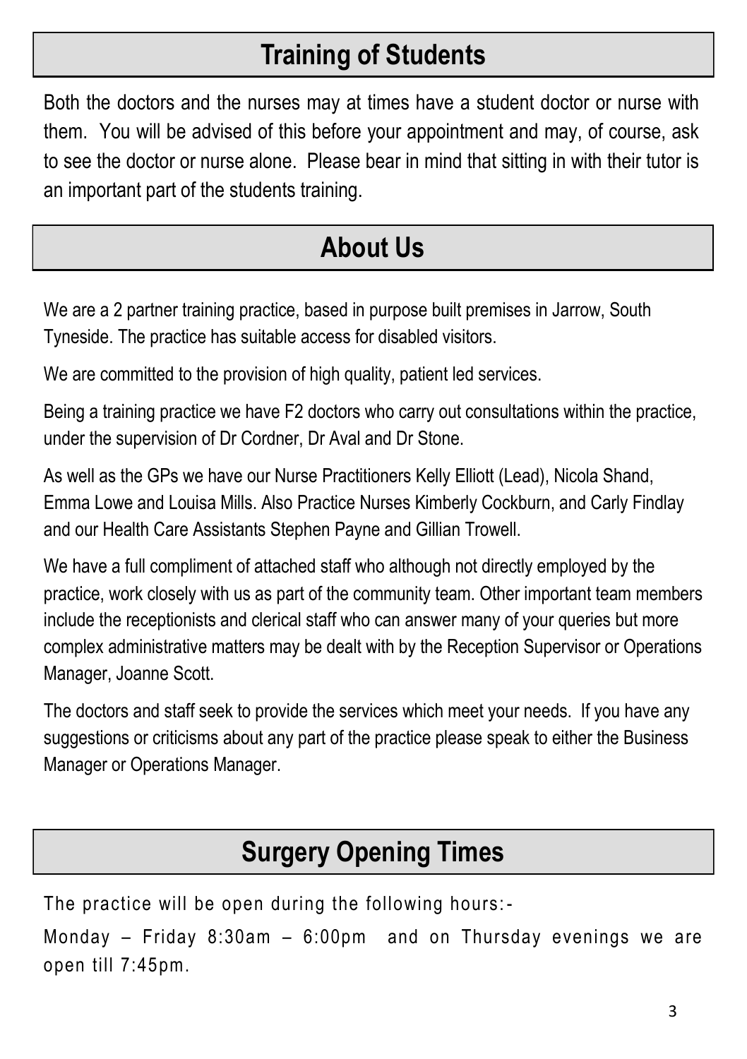## Training of Students

Both the doctors and the nurses may at times have a student doctor or nurse with them. You will be advised of this before your appointment and may, of course, ask to see the doctor or nurse alone. Please bear in mind that sitting in with their tutor is an important part of the students training.

## About Us

We are a 2 partner training practice, based in purpose built premises in Jarrow, South Tyneside. The practice has suitable access for disabled visitors.

We are committed to the provision of high quality, patient led services.

Being a training practice we have F2 doctors who carry out consultations within the practice, under the supervision of Dr Cordner, Dr Aval and Dr Stone.

As well as the GPs we have our Nurse Practitioners Kelly Elliott (Lead), Nicola Shand, Emma Lowe and Louisa Mills. Also Practice Nurses Kimberly Cockburn, and Carly Findlay and our Health Care Assistants Stephen Payne and Gillian Trowell.

We have a full compliment of attached staff who although not directly employed by the practice, work closely with us as part of the community team. Other important team members include the receptionists and clerical staff who can answer many of your queries but more complex administrative matters may be dealt with by the Reception Supervisor or Operations Manager, Joanne Scott.

The doctors and staff seek to provide the services which meet your needs. If you have any suggestions or criticisms about any part of the practice please speak to either the Business Manager or Operations Manager.

## Surgery Opening Times

The practice will be open during the following hours:-

Monday – Friday 8:30am – 6:00pm and on Thursday evenings we are open till 7:45pm.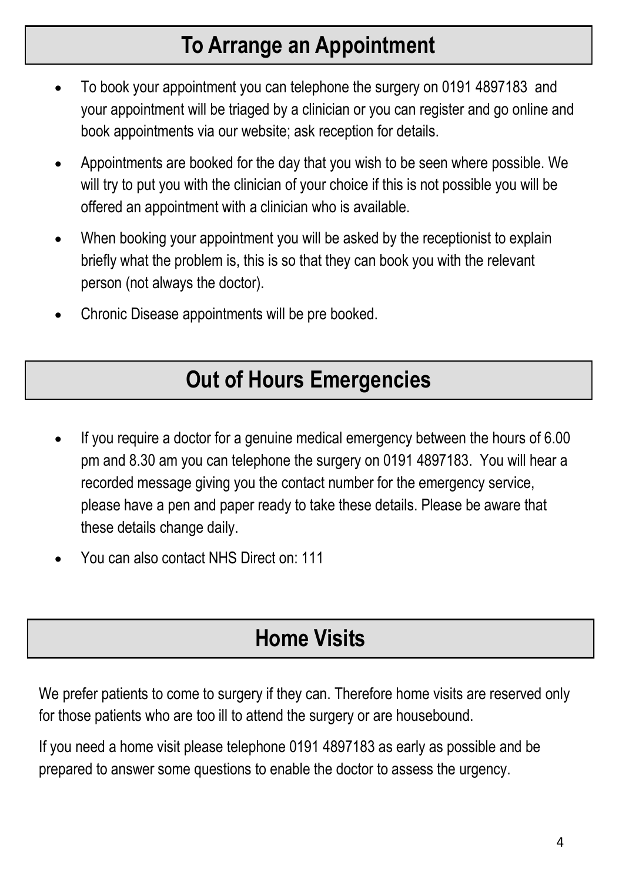## To Arrange an Appointment

- To book your appointment you can telephone the surgery on 0191 4897183 and your appointment will be triaged by a clinician or you can register and go online and book appointments via our website; ask reception for details.
- Appointments are booked for the day that you wish to be seen where possible. We will try to put you with the clinician of your choice if this is not possible you will be offered an appointment with a clinician who is available.
- When booking your appointment you will be asked by the receptionist to explain briefly what the problem is, this is so that they can book you with the relevant person (not always the doctor).
- Chronic Disease appointments will be pre booked.

## Out of Hours Emergencies

- If you require a doctor for a genuine medical emergency between the hours of 6.00 pm and 8.30 am you can telephone the surgery on 0191 4897183. You will hear a recorded message giving you the contact number for the emergency service, please have a pen and paper ready to take these details. Please be aware that these details change daily.
- You can also contact NHS Direct on: 111

## Home Visits

We prefer patients to come to surgery if they can. Therefore home visits are reserved only for those patients who are too ill to attend the surgery or are housebound.

If you need a home visit please telephone 0191 4897183 as early as possible and be prepared to answer some questions to enable the doctor to assess the urgency.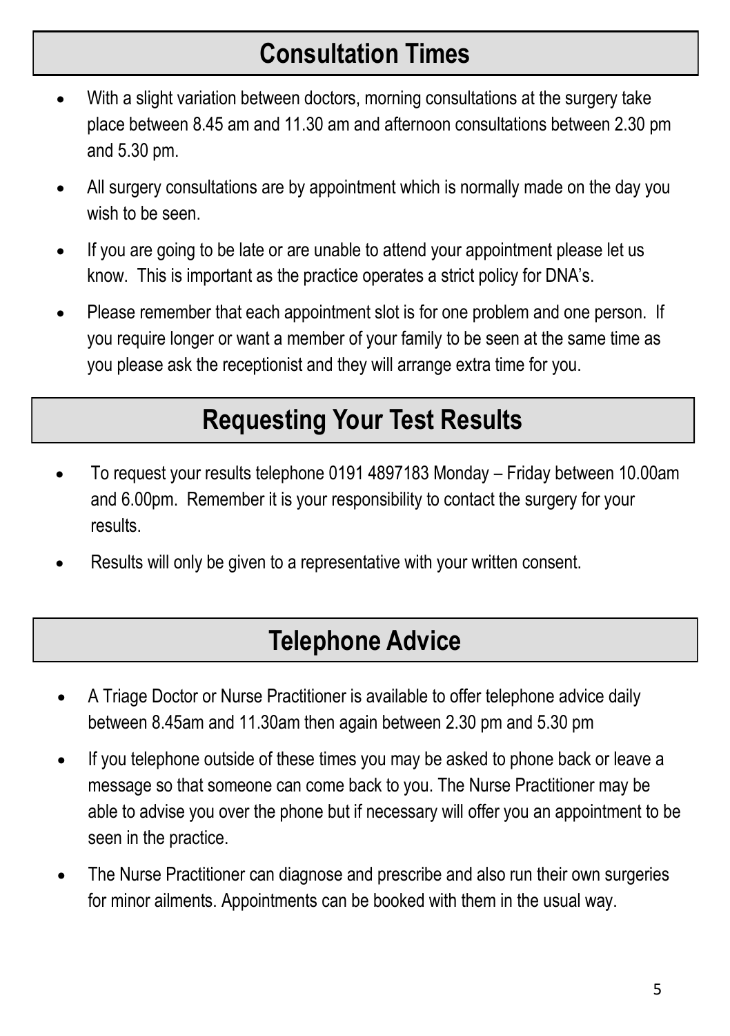## Consultation Times

- With a slight variation between doctors, morning consultations at the surgery take place between 8.45 am and 11.30 am and afternoon consultations between 2.30 pm and 5.30 pm.
- All surgery consultations are by appointment which is normally made on the day you wish to be seen.
- If you are going to be late or are unable to attend your appointment please let us know. This is important as the practice operates a strict policy for DNA's.
- Please remember that each appointment slot is for one problem and one person. If you require longer or want a member of your family to be seen at the same time as you please ask the receptionist and they will arrange extra time for you.

## Requesting Your Test Results

- To request your results telephone 0191 4897183 Monday – Friday between 10.00am and 6.00pm. Remember it is your responsibility to contact the surgery for your results.
- Results will only be given to a representative with your written consent.

## Telephone Advice

- A Triage Doctor or Nurse Practitioner is available to offer telephone advice daily between 8.45am and 11.30am then again between 2.30 pm and 5.30 pm
- If you telephone outside of these times you may be asked to phone back or leave a message so that someone can come back to you. The Nurse Practitioner may be able to advise you over the phone but if necessary will offer you an appointment to be seen in the practice.
- The Nurse Practitioner can diagnose and prescribe and also run their own surgeries for minor ailments. Appointments can be booked with them in the usual way.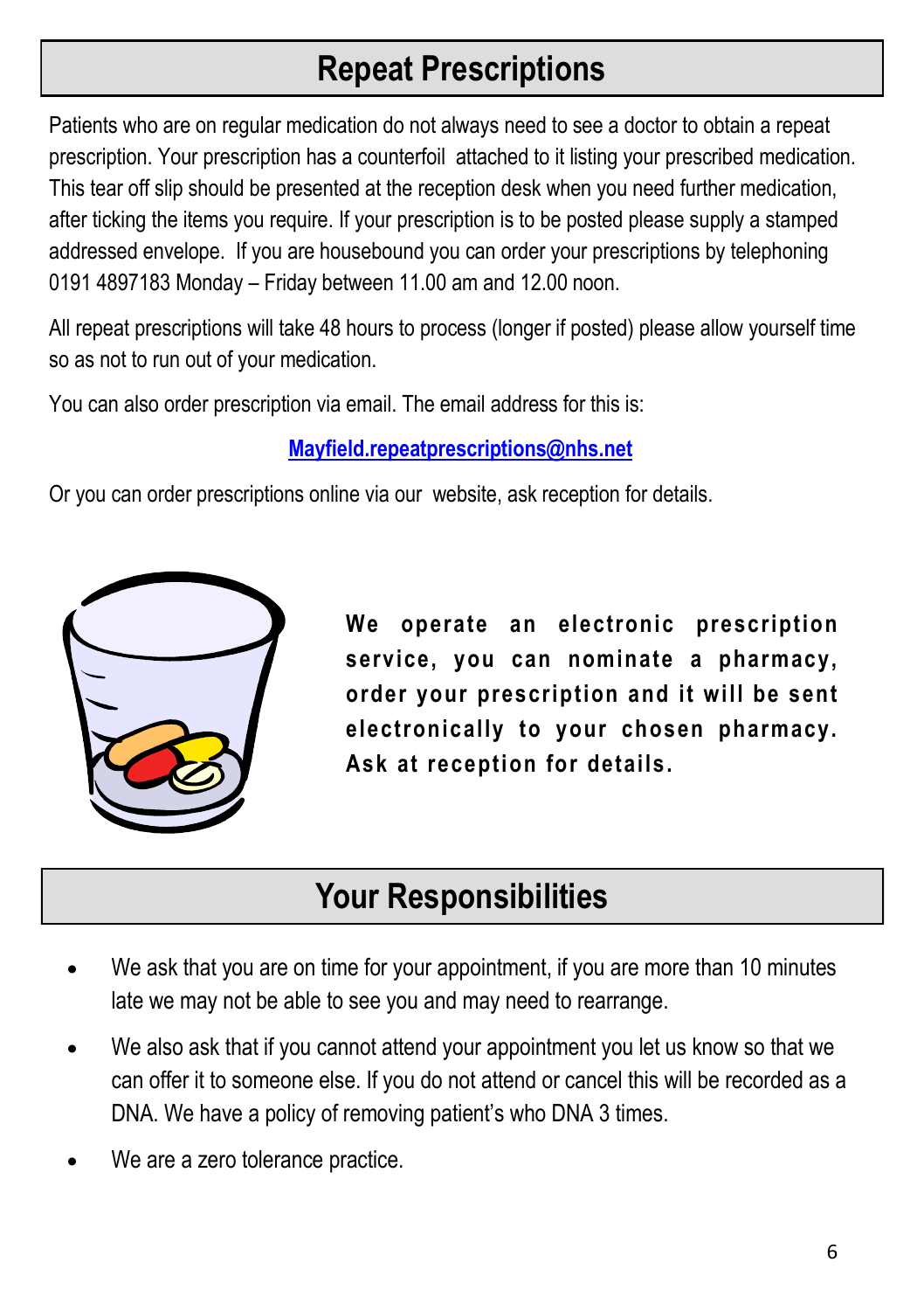## Repeat Prescriptions

Patients who are on regular medication do not always need to see a doctor to obtain a repeat prescription. Your prescription has a counterfoil attached to it listing your prescribed medication. This tear off slip should be presented at the reception desk when you need further medication, after ticking the items you require. If your prescription is to be posted please supply a stamped addressed envelope. If you are housebound you can order your prescriptions by telephoning 0191 4897183 Monday – Friday between 11.00 am and 12.00 noon.

All repeat prescriptions will take 48 hours to process (longer if posted) please allow yourself time so as not to run out of your medication.

You can also order prescription via email. The email address for this is:

Mayfield.repeatprescriptions@nhs.net

Or you can order prescriptions online via our website, ask reception for details.

**We operate an electronic prescription service, you can nominate a pharmacy, order your prescription and it will be sent electronically to your chosen pharmacy. Ask at reception for details.**

## Your Responsibilities

- We ask that you are on time for your appointment, if you are more than 10 minutes late we may not be able to see you and may need to rearrange.
- We also ask that if you cannot attend your appointment you let us know so that we can offer it to someone else. If you do not attend or cancel this will be recorded as a DNA. We have a policy of removing patient's who DNA 3 times.
- We are a zero tolerance practice.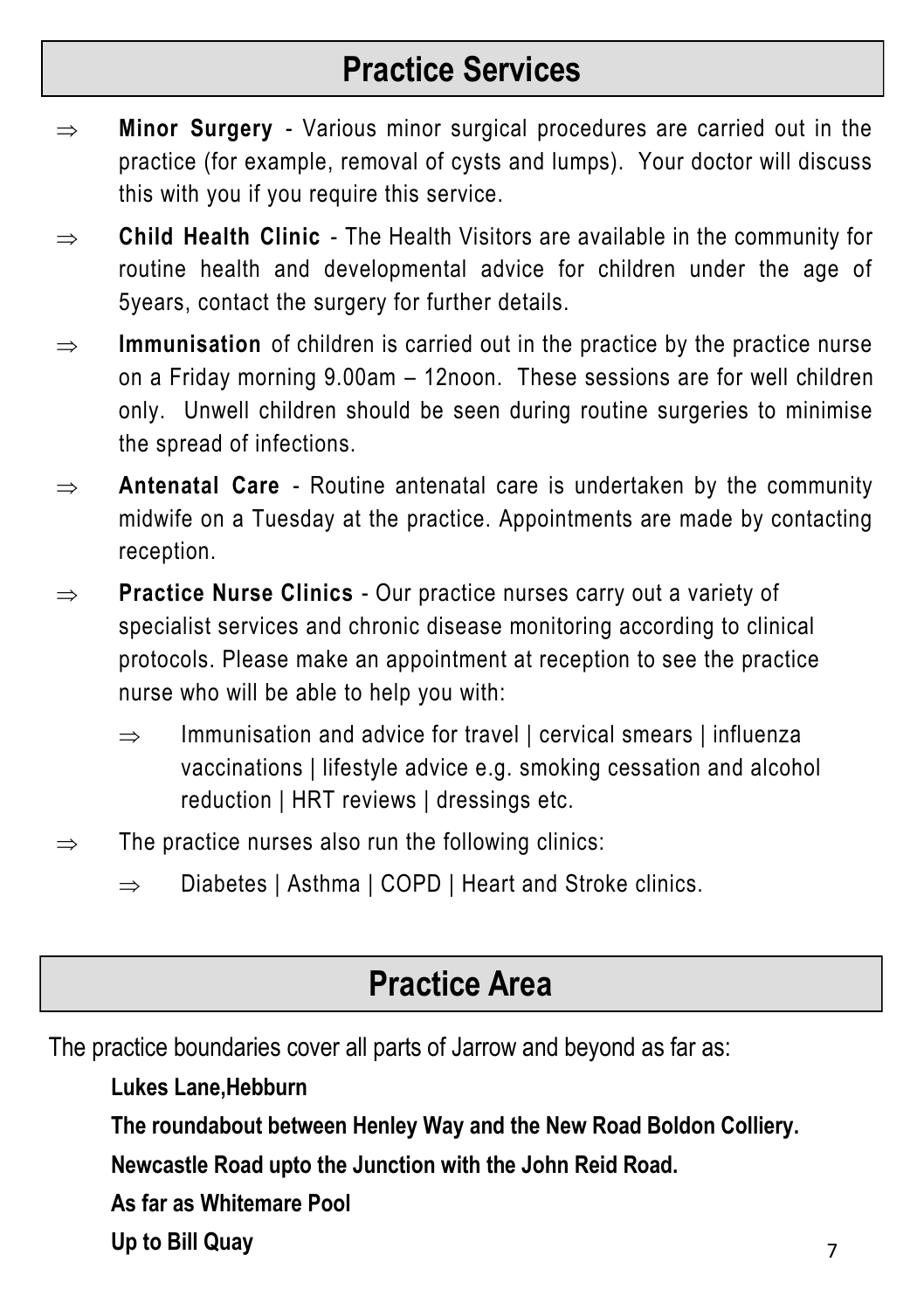## Practice Services

- **Minor Surgery** - Various minor surgical procedures are carried out in the practice (for example, removal of cysts and lumps). Your doctor will discuss this with you if you require this service.
- **Child Health Clinic** - The Health Visitors are available in the community for routine health and developmental advice for children under the age of 5years, contact the surgery for further details.
- **Immunisation** of children is carried out in the practice by the practice nurse on a Friday morning 9.00am – 12noon. These sessions are for well children only. Unwell children should be seen during routine surgeries to minimise the spread of infections.
- **Antenatal Care** - Routine antenatal care is undertaken by the community midwife on a Tuesday at the practice. Appointments are made by contacting reception.
- **Practice Nurse Clinics** - Our practice nurses carry out a variety of specialist services and chronic disease monitoring according to clinical protocols. Please make an appointment at reception to see the practice nurse who will be able to help you with:
  - Immunisation and advice for travel | cervical smears | influenza vaccinations | lifestyle advice e.g. smoking cessation and alcohol reduction | HRT reviews | dressings etc.
- The practice nurses also run the following clinics:
  - Diabetes | Asthma | COPD | Heart and Stroke clinics.

## Practice Area

The practice boundaries cover all parts of Jarrow and beyond as far as:

**Lukes Lane,Hebburn**

**The roundabout between Henley Way and the New Road Boldon Colliery.**

**Newcastle Road upto the Junction with the John Reid Road.**

**As far as Whitemare Pool**

**Up to Bill Quay**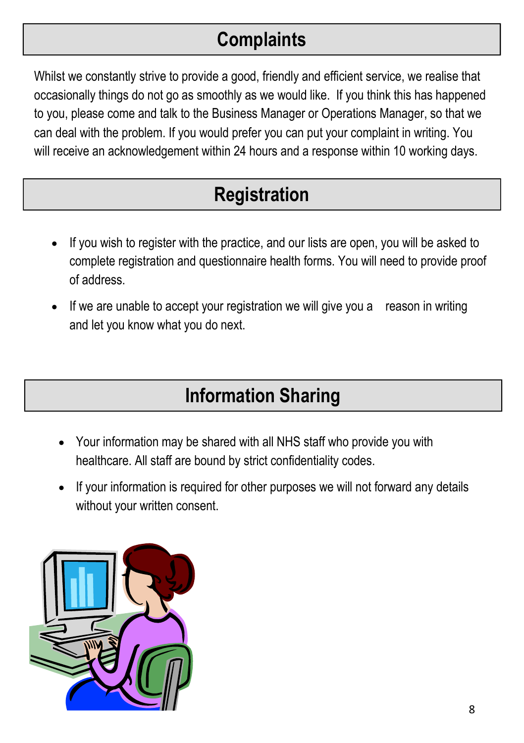# Complaints

Whilst we constantly strive to provide a good, friendly and efficient service, we realise that occasionally things do not go as smoothly as we would like. If you think this has happened to you, please come and talk to the Business Manager or Operations Manager, so that we can deal with the problem. If you would prefer you can put your complaint in writing. You will receive an acknowledgement within 24 hours and a response within 10 working days.

# Registration

- If you wish to register with the practice, and our lists are open, you will be asked to complete registration and questionnaire health forms. You will need to provide proof of address.
- If we are unable to accept your registration we will give you a reason in writing and let you know what you do next.

# Information Sharing

- Your information may be shared with all NHS staff who provide you with healthcare. All staff are bound by strict confidentiality codes.
- If your information is required for other purposes we will not forward any details without your written consent.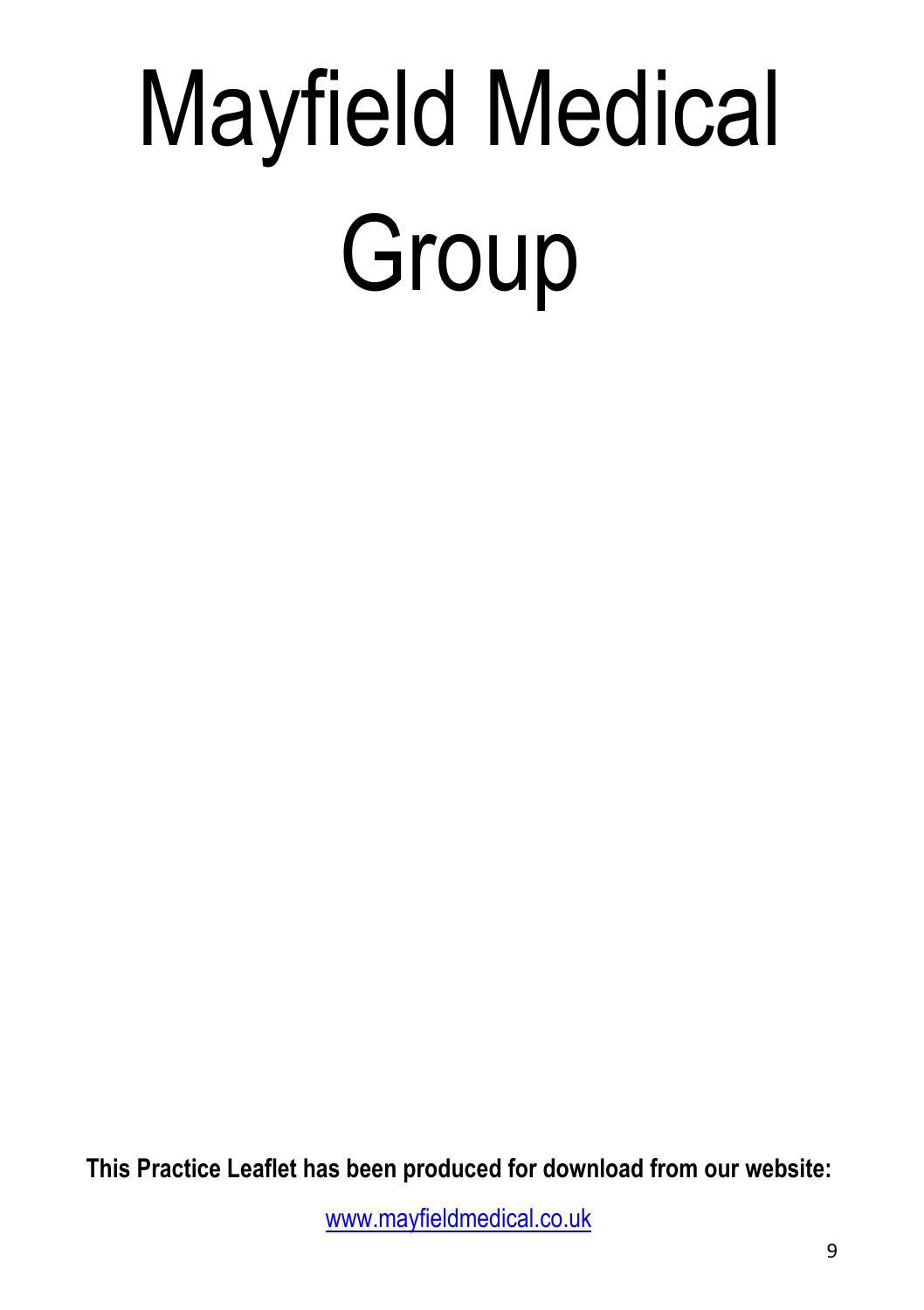# Mayfield Medical Group

**This Practice Leaflet has been produced for download from our website:**

www.mayfieldmedical.co.uk